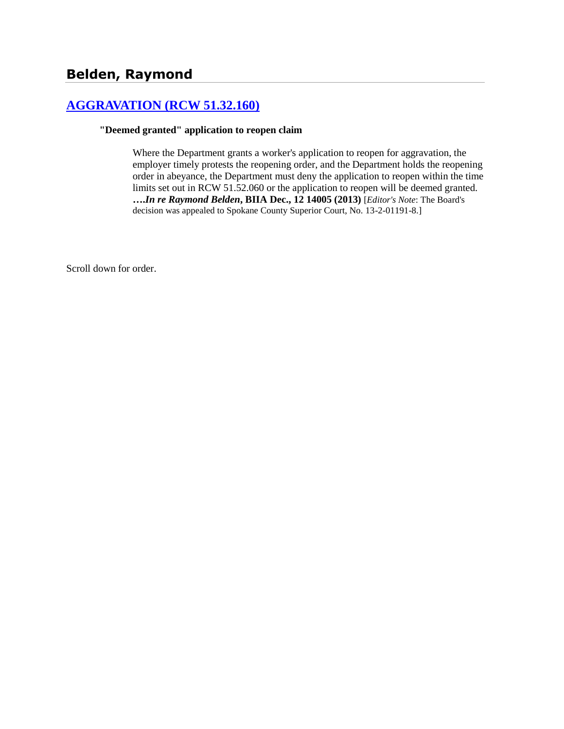# Belden, Raymond

## [AGGRAVATION (RCW 51.32.160)](#)

**"Deemed granted" application to reopen claim**

> Where the Department grants a worker's application to reopen for aggravation, the employer timely protests the reopening order, and the Department holds the reopening order in abeyance, the Department must deny the application to reopen within the time limits set out in RCW 51.52.060 or the application to reopen will be deemed granted. **….*In re Raymond Belden*, BIIA Dec., 12 14005 (2013)** [*Editor's Note*: The Board's decision was appealed to Spokane County Superior Court, No. 13-2-01191-8.]

Scroll down for order.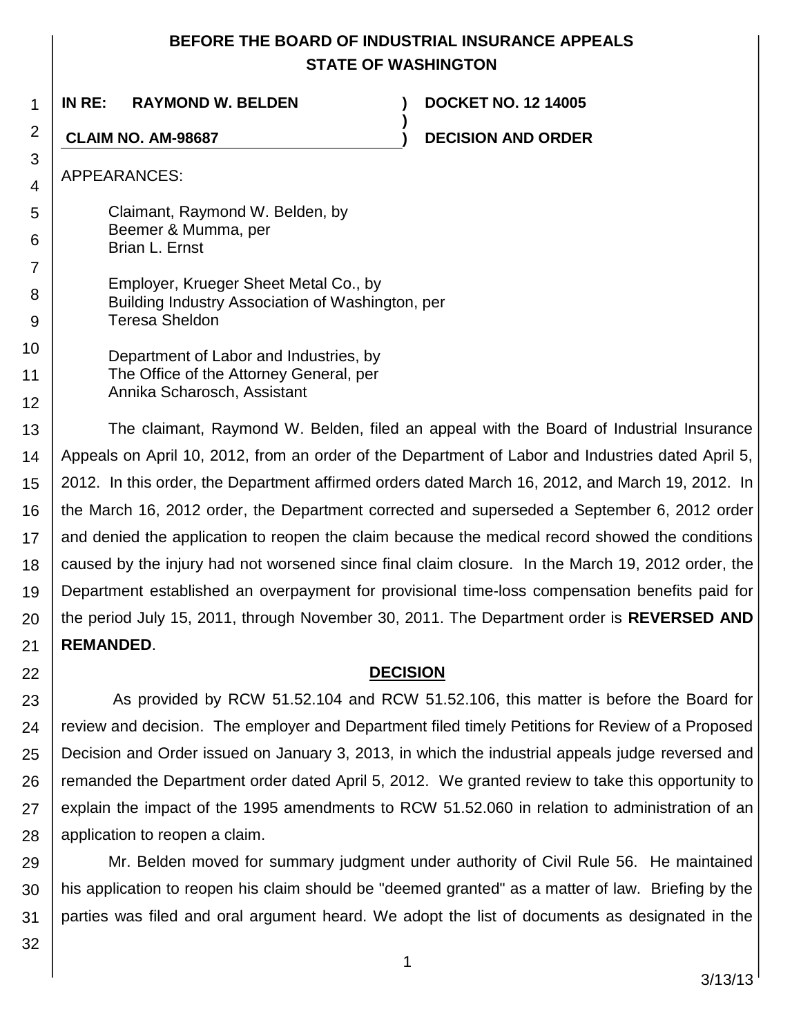**BEFORE THE BOARD OF INDUSTRIAL INSURANCE APPEALS**
**STATE OF WASHINGTON**

**IN RE: RAYMOND W. BELDEN** ) **DOCKET NO. 12 14005**
)
**CLAIM NO. AM-98687** ) **DECISION AND ORDER**

APPEARANCES:

Claimant, Raymond W. Belden, by
Beemer & Mumma, per
Brian L. Ernst

Employer, Krueger Sheet Metal Co., by
Building Industry Association of Washington, per
Teresa Sheldon

Department of Labor and Industries, by
The Office of the Attorney General, per
Annika Scharosch, Assistant

The claimant, Raymond W. Belden, filed an appeal with the Board of Industrial Insurance Appeals on April 10, 2012, from an order of the Department of Labor and Industries dated April 5, 2012. In this order, the Department affirmed orders dated March 16, 2012, and March 19, 2012. In the March 16, 2012 order, the Department corrected and superseded a September 6, 2012 order and denied the application to reopen the claim because the medical record showed the conditions caused by the injury had not worsened since final claim closure. In the March 19, 2012 order, the Department established an overpayment for provisional time-loss compensation benefits paid for the period July 15, 2011, through November 30, 2011. The Department order is **REVERSED AND REMANDED**.

## DECISION

As provided by RCW 51.52.104 and RCW 51.52.106, this matter is before the Board for review and decision. The employer and Department filed timely Petitions for Review of a Proposed Decision and Order issued on January 3, 2013, in which the industrial appeals judge reversed and remanded the Department order dated April 5, 2012. We granted review to take this opportunity to explain the impact of the 1995 amendments to RCW 51.52.060 in relation to administration of an application to reopen a claim.

Mr. Belden moved for summary judgment under authority of Civil Rule 56. He maintained his application to reopen his claim should be "deemed granted" as a matter of law. Briefing by the parties was filed and oral argument heard. We adopt the list of documents as designated in the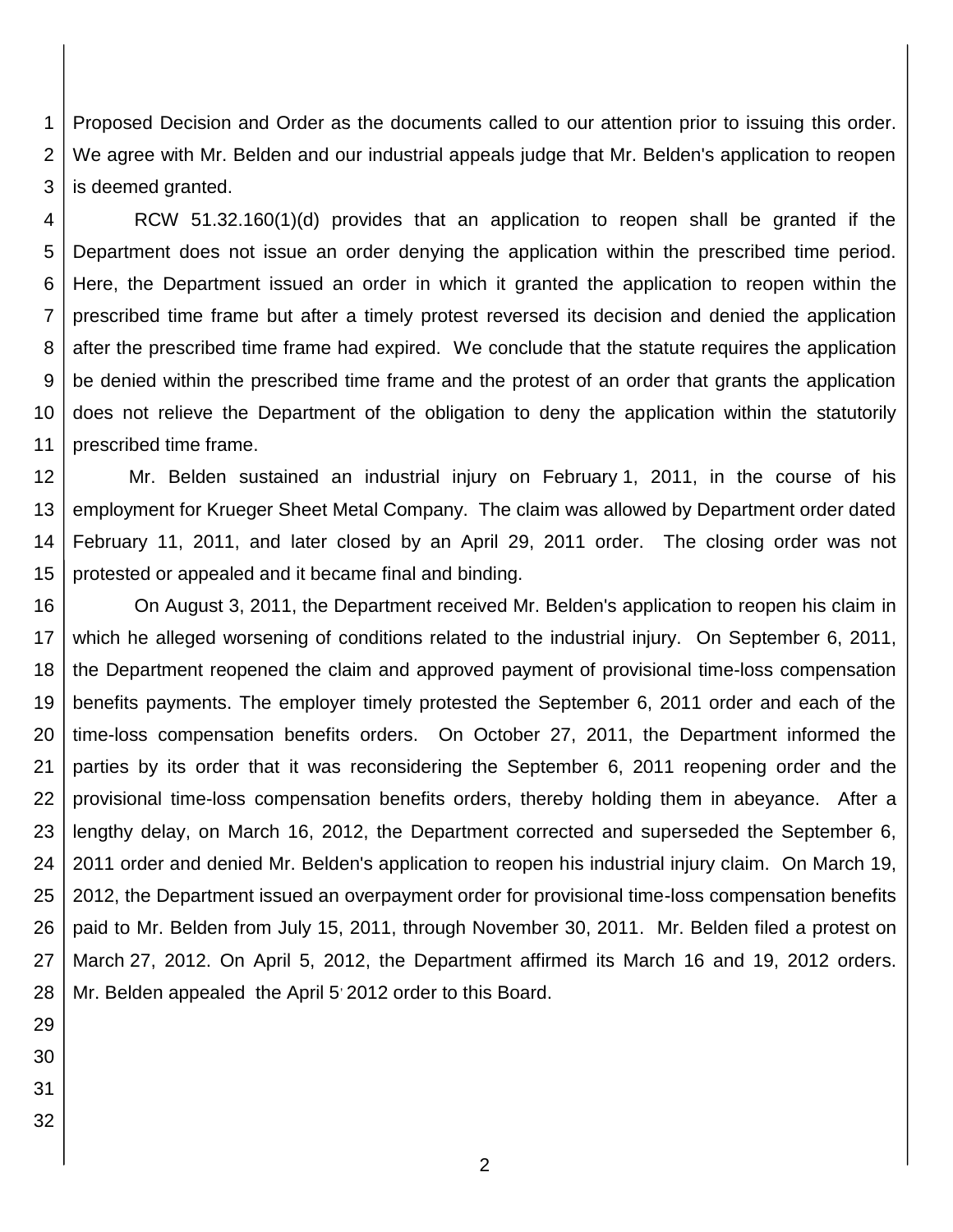Proposed Decision and Order as the documents called to our attention prior to issuing this order. We agree with Mr. Belden and our industrial appeals judge that Mr. Belden's application to reopen is deemed granted.

RCW 51.32.160(1)(d) provides that an application to reopen shall be granted if the Department does not issue an order denying the application within the prescribed time period. Here, the Department issued an order in which it granted the application to reopen within the prescribed time frame but after a timely protest reversed its decision and denied the application after the prescribed time frame had expired. We conclude that the statute requires the application be denied within the prescribed time frame and the protest of an order that grants the application does not relieve the Department of the obligation to deny the application within the statutorily prescribed time frame.

Mr. Belden sustained an industrial injury on February 1, 2011, in the course of his employment for Krueger Sheet Metal Company. The claim was allowed by Department order dated February 11, 2011, and later closed by an April 29, 2011 order. The closing order was not protested or appealed and it became final and binding.

On August 3, 2011, the Department received Mr. Belden's application to reopen his claim in which he alleged worsening of conditions related to the industrial injury. On September 6, 2011, the Department reopened the claim and approved payment of provisional time-loss compensation benefits payments. The employer timely protested the September 6, 2011 order and each of the time-loss compensation benefits orders. On October 27, 2011, the Department informed the parties by its order that it was reconsidering the September 6, 2011 reopening order and the provisional time-loss compensation benefits orders, thereby holding them in abeyance. After a lengthy delay, on March 16, 2012, the Department corrected and superseded the September 6, 2011 order and denied Mr. Belden's application to reopen his industrial injury claim. On March 19, 2012, the Department issued an overpayment order for provisional time-loss compensation benefits paid to Mr. Belden from July 15, 2011, through November 30, 2011. Mr. Belden filed a protest on March 27, 2012. On April 5, 2012, the Department affirmed its March 16 and 19, 2012 orders. Mr. Belden appealed the April 5, 2012 order to this Board.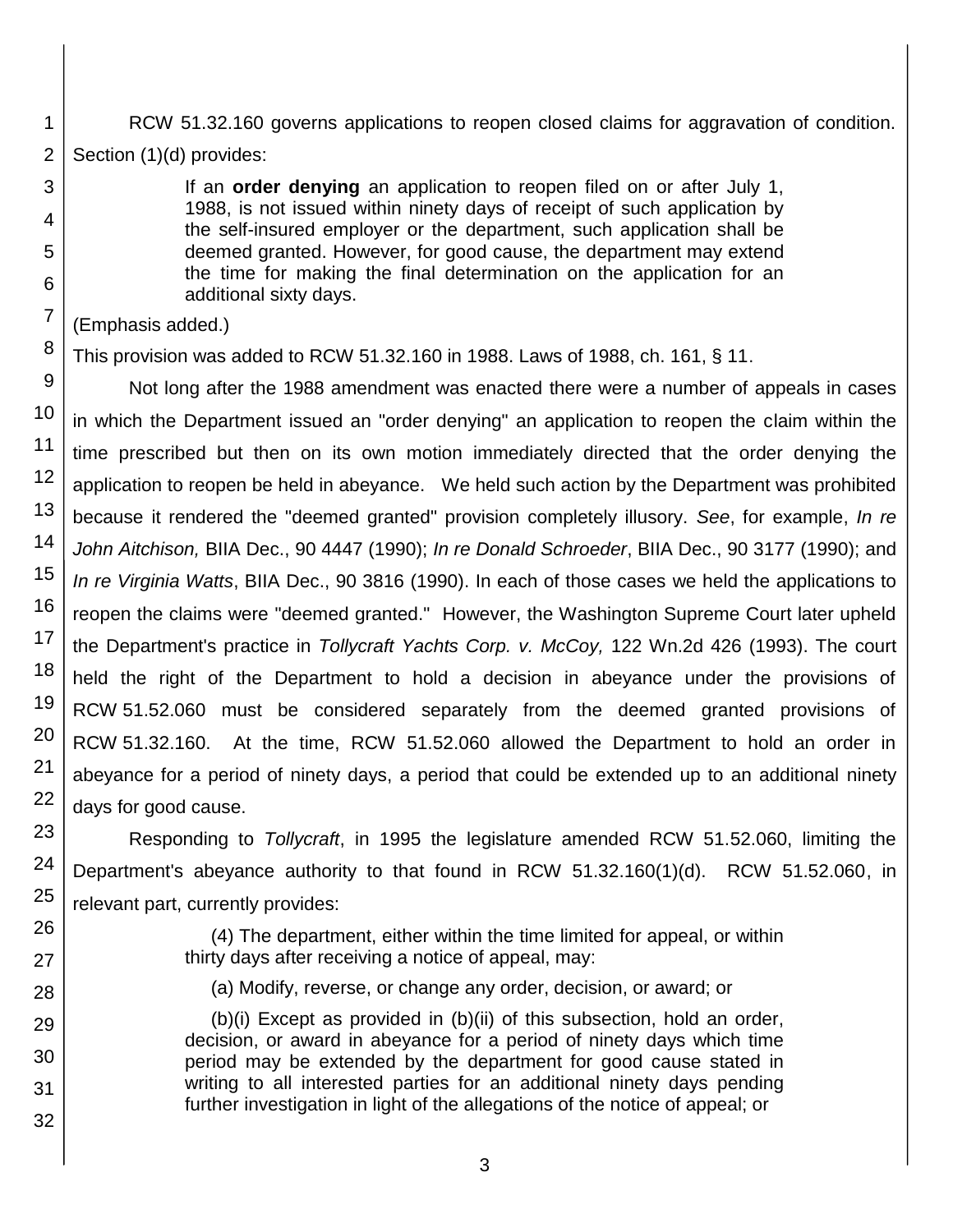RCW 51.32.160 governs applications to reopen closed claims for aggravation of condition. Section (1)(d) provides:

> If an **order denying** an application to reopen filed on or after July 1, 1988, is not issued within ninety days of receipt of such application by the self-insured employer or the department, such application shall be deemed granted. However, for good cause, the department may extend the time for making the final determination on the application for an additional sixty days.

(Emphasis added.)

This provision was added to RCW 51.32.160 in 1988. Laws of 1988, ch. 161, § 11.

Not long after the 1988 amendment was enacted there were a number of appeals in cases in which the Department issued an "order denying" an application to reopen the claim within the time prescribed but then on its own motion immediately directed that the order denying the application to reopen be held in abeyance. We held such action by the Department was prohibited because it rendered the "deemed granted" provision completely illusory. *See*, for example, *In re John Aitchison,* BIIA Dec., 90 4447 (1990); *In re Donald Schroeder*, BIIA Dec., 90 3177 (1990); and *In re Virginia Watts*, BIIA Dec., 90 3816 (1990). In each of those cases we held the applications to reopen the claims were "deemed granted." However, the Washington Supreme Court later upheld the Department's practice in *Tollycraft Yachts Corp. v. McCoy,* 122 Wn.2d 426 (1993). The court held the right of the Department to hold a decision in abeyance under the provisions of RCW 51.52.060 must be considered separately from the deemed granted provisions of RCW 51.32.160. At the time, RCW 51.52.060 allowed the Department to hold an order in abeyance for a period of ninety days, a period that could be extended up to an additional ninety days for good cause.

Responding to *Tollycraft*, in 1995 the legislature amended RCW 51.52.060, limiting the Department's abeyance authority to that found in RCW 51.32.160(1)(d). RCW 51.52.060, in relevant part, currently provides:

> (4) The department, either within the time limited for appeal, or within thirty days after receiving a notice of appeal, may:
>
> (a) Modify, reverse, or change any order, decision, or award; or
>
> (b)(i) Except as provided in (b)(ii) of this subsection, hold an order, decision, or award in abeyance for a period of ninety days which time period may be extended by the department for good cause stated in writing to all interested parties for an additional ninety days pending further investigation in light of the allegations of the notice of appeal; or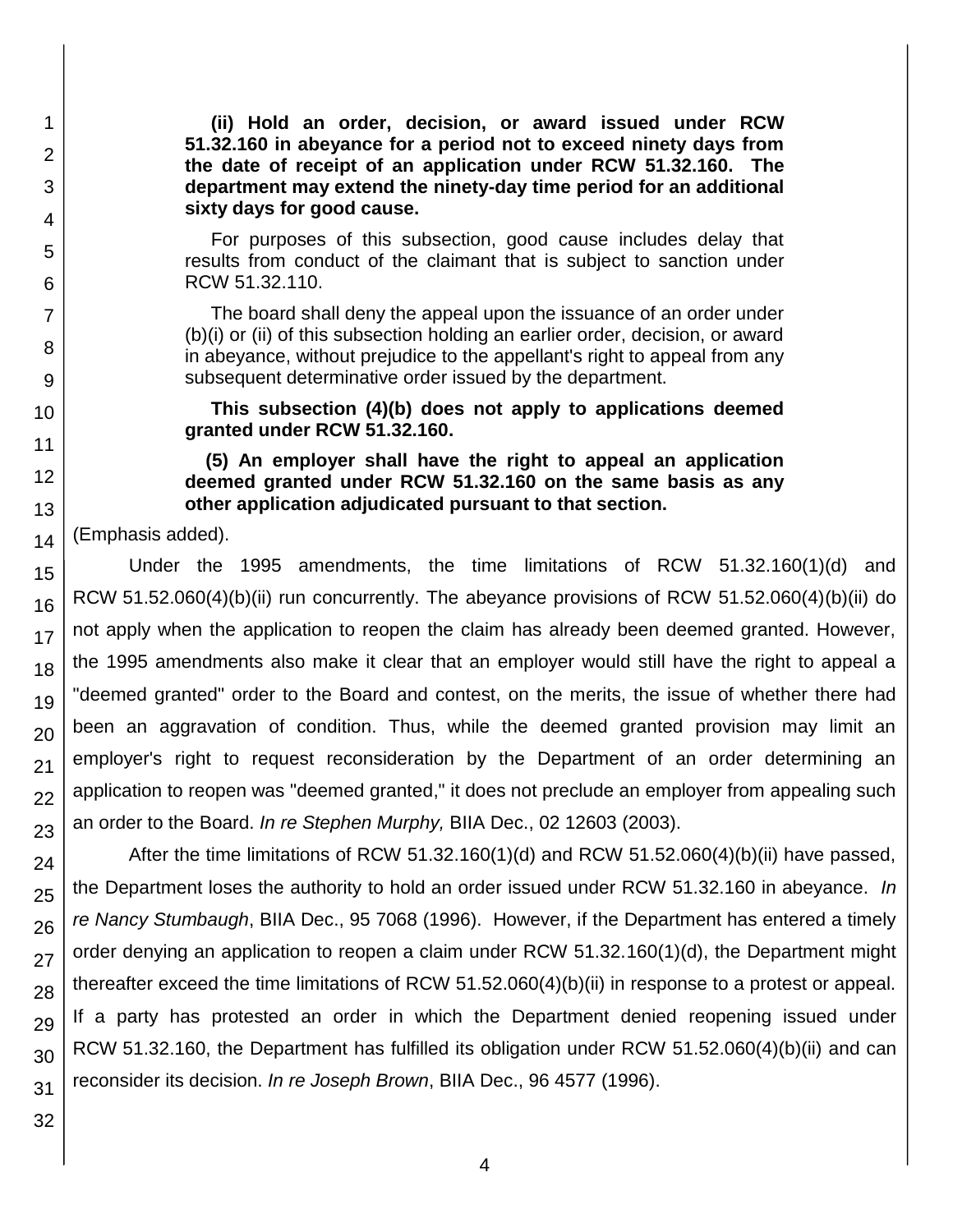**(ii) Hold an order, decision, or award issued under RCW 51.32.160 in abeyance for a period not to exceed ninety days from the date of receipt of an application under RCW 51.32.160. The department may extend the ninety-day time period for an additional sixty days for good cause.**

For purposes of this subsection, good cause includes delay that results from conduct of the claimant that is subject to sanction under RCW 51.32.110.

The board shall deny the appeal upon the issuance of an order under (b)(i) or (ii) of this subsection holding an earlier order, decision, or award in abeyance, without prejudice to the appellant's right to appeal from any subsequent determinative order issued by the department.

**This subsection (4)(b) does not apply to applications deemed granted under RCW 51.32.160.**

**(5) An employer shall have the right to appeal an application deemed granted under RCW 51.32.160 on the same basis as any other application adjudicated pursuant to that section.**

(Emphasis added).

Under the 1995 amendments, the time limitations of RCW 51.32.160(1)(d) and RCW 51.52.060(4)(b)(ii) run concurrently. The abeyance provisions of RCW 51.52.060(4)(b)(ii) do not apply when the application to reopen the claim has already been deemed granted. However, the 1995 amendments also make it clear that an employer would still have the right to appeal a "deemed granted" order to the Board and contest, on the merits, the issue of whether there had been an aggravation of condition. Thus, while the deemed granted provision may limit an employer's right to request reconsideration by the Department of an order determining an application to reopen was "deemed granted," it does not preclude an employer from appealing such an order to the Board. *In re Stephen Murphy,* BIIA Dec., 02 12603 (2003).

After the time limitations of RCW 51.32.160(1)(d) and RCW 51.52.060(4)(b)(ii) have passed, the Department loses the authority to hold an order issued under RCW 51.32.160 in abeyance. *In re Nancy Stumbaugh*, BIIA Dec., 95 7068 (1996). However, if the Department has entered a timely order denying an application to reopen a claim under RCW 51.32.160(1)(d), the Department might thereafter exceed the time limitations of RCW 51.52.060(4)(b)(ii) in response to a protest or appeal. If a party has protested an order in which the Department denied reopening issued under RCW 51.32.160, the Department has fulfilled its obligation under RCW 51.52.060(4)(b)(ii) and can reconsider its decision. *In re Joseph Brown*, BIIA Dec., 96 4577 (1996).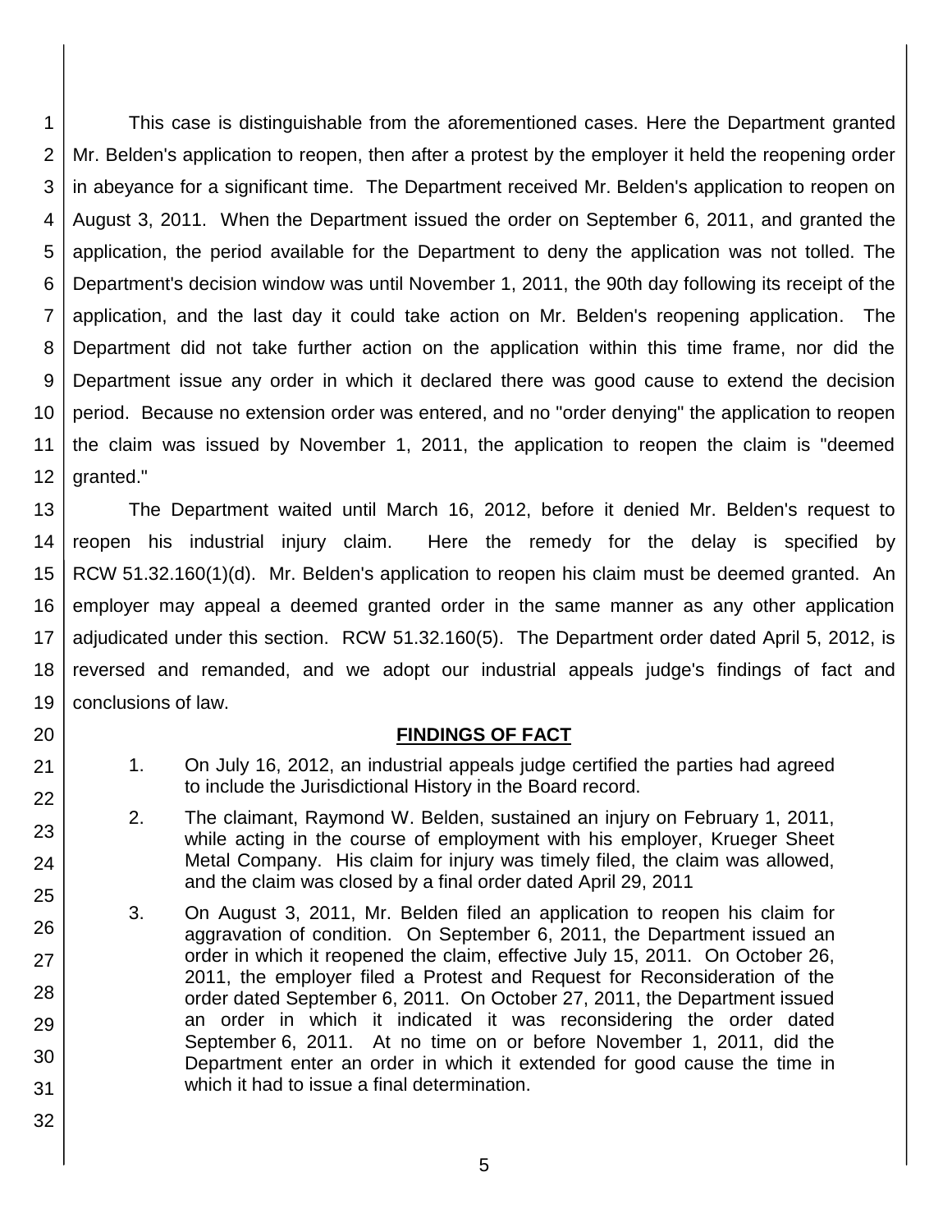This case is distinguishable from the aforementioned cases. Here the Department granted Mr. Belden's application to reopen, then after a protest by the employer it held the reopening order in abeyance for a significant time. The Department received Mr. Belden's application to reopen on August 3, 2011. When the Department issued the order on September 6, 2011, and granted the application, the period available for the Department to deny the application was not tolled. The Department's decision window was until November 1, 2011, the 90th day following its receipt of the application, and the last day it could take action on Mr. Belden's reopening application. The Department did not take further action on the application within this time frame, nor did the Department issue any order in which it declared there was good cause to extend the decision period. Because no extension order was entered, and no "order denying" the application to reopen the claim was issued by November 1, 2011, the application to reopen the claim is "deemed granted."

The Department waited until March 16, 2012, before it denied Mr. Belden's request to reopen his industrial injury claim. Here the remedy for the delay is specified by RCW 51.32.160(1)(d). Mr. Belden's application to reopen his claim must be deemed granted. An employer may appeal a deemed granted order in the same manner as any other application adjudicated under this section. RCW 51.32.160(5). The Department order dated April 5, 2012, is reversed and remanded, and we adopt our industrial appeals judge's findings of fact and conclusions of law.

## FINDINGS OF FACT

1. On July 16, 2012, an industrial appeals judge certified the parties had agreed to include the Jurisdictional History in the Board record.

2. The claimant, Raymond W. Belden, sustained an injury on February 1, 2011, while acting in the course of employment with his employer, Krueger Sheet Metal Company. His claim for injury was timely filed, the claim was allowed, and the claim was closed by a final order dated April 29, 2011

3. On August 3, 2011, Mr. Belden filed an application to reopen his claim for aggravation of condition. On September 6, 2011, the Department issued an order in which it reopened the claim, effective July 15, 2011. On October 26, 2011, the employer filed a Protest and Request for Reconsideration of the order dated September 6, 2011. On October 27, 2011, the Department issued an order in which it indicated it was reconsidering the order dated September 6, 2011. At no time on or before November 1, 2011, did the Department enter an order in which it extended for good cause the time in which it had to issue a final determination.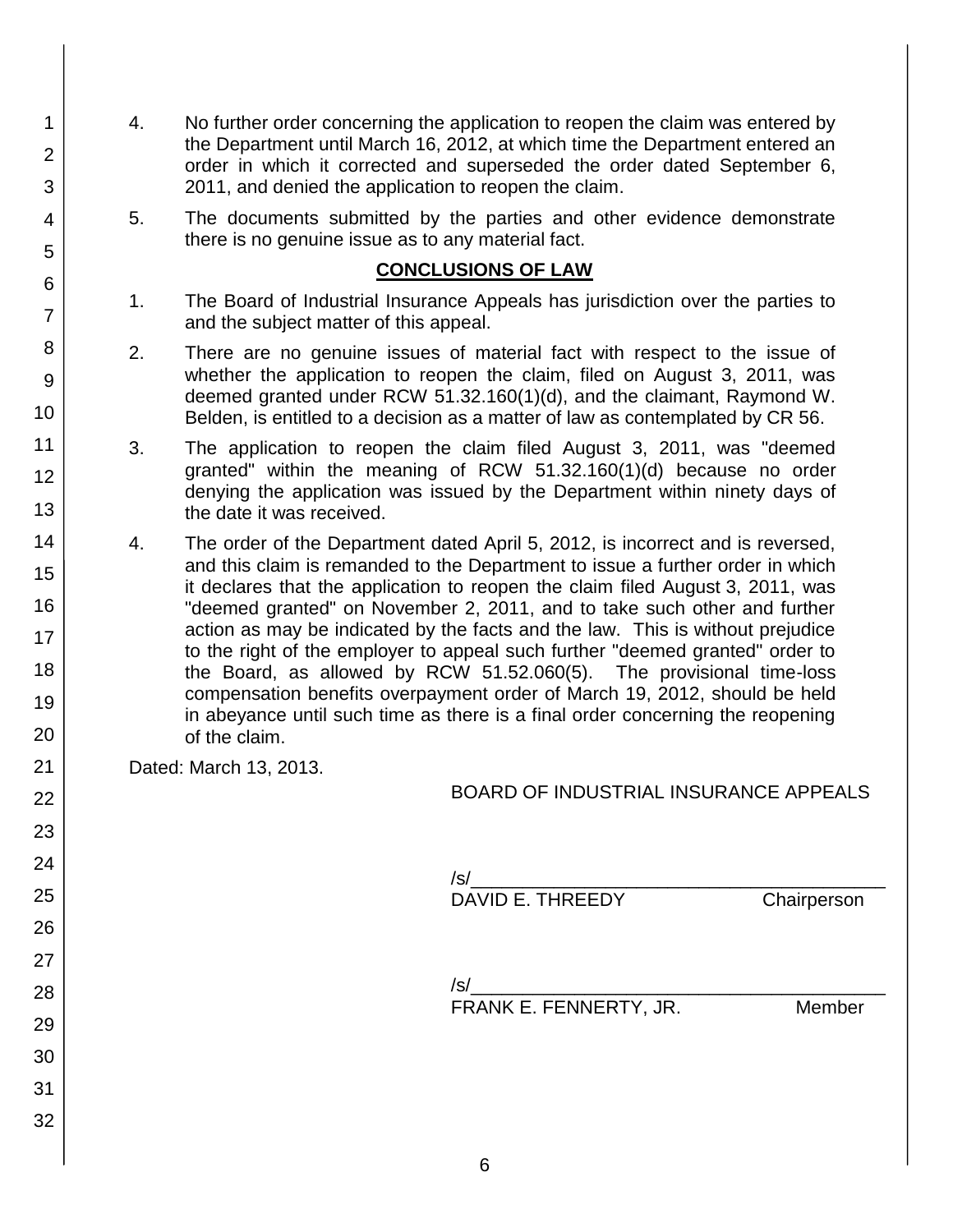4. No further order concerning the application to reopen the claim was entered by the Department until March 16, 2012, at which time the Department entered an order in which it corrected and superseded the order dated September 6, 2011, and denied the application to reopen the claim.

5. The documents submitted by the parties and other evidence demonstrate there is no genuine issue as to any material fact.

## CONCLUSIONS OF LAW

1. The Board of Industrial Insurance Appeals has jurisdiction over the parties to and the subject matter of this appeal.

2. There are no genuine issues of material fact with respect to the issue of whether the application to reopen the claim, filed on August 3, 2011, was deemed granted under RCW 51.32.160(1)(d), and the claimant, Raymond W. Belden, is entitled to a decision as a matter of law as contemplated by CR 56.

3. The application to reopen the claim filed August 3, 2011, was "deemed granted" within the meaning of RCW 51.32.160(1)(d) because no order denying the application was issued by the Department within ninety days of the date it was received.

4. The order of the Department dated April 5, 2012, is incorrect and is reversed, and this claim is remanded to the Department to issue a further order in which it declares that the application to reopen the claim filed August 3, 2011, was "deemed granted" on November 2, 2011, and to take such other and further action as may be indicated by the facts and the law. This is without prejudice to the right of the employer to appeal such further "deemed granted" order to the Board, as allowed by RCW 51.52.060(5). The provisional time-loss compensation benefits overpayment order of March 19, 2012, should be held in abeyance until such time as there is a final order concerning the reopening of the claim.

Dated: March 13, 2013.

BOARD OF INDUSTRIAL INSURANCE APPEALS

/s/\_\_\_\_\_\_\_\_\_\_\_\_\_\_\_\_\_\_\_\_\_\_\_\_\_\_\_\_\_\_\_\_\_\_\_\_\_\_\_\_
DAVID E. THREEDY Chairperson

/s/\_\_\_\_\_\_\_\_\_\_\_\_\_\_\_\_\_\_\_\_\_\_\_\_\_\_\_\_\_\_\_\_\_\_\_\_\_\_\_\_
FRANK E. FENNERTY, JR. Member